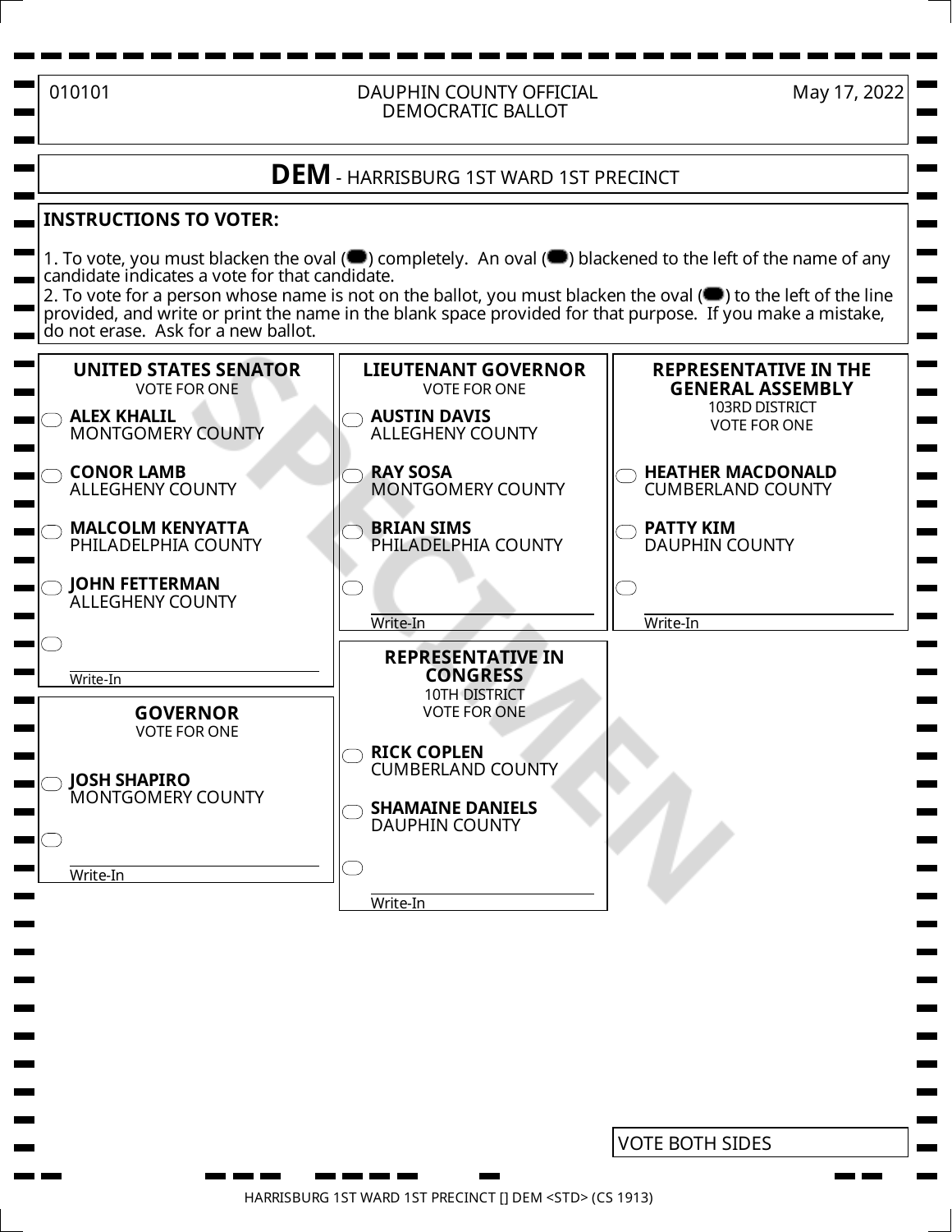010101 — DAUPHIN COUNTY OFFICIAL DEMOCRATIC BALLOT — May 17, 2022

# DEM - HARRISBURG 1ST WARD 1ST PRECINCT

**INSTRUCTIONS TO VOTER:**

1. To vote, you must blacken the oval (⬬) completely. An oval (⬬) blackened to the left of the name of any candidate indicates a vote for that candidate.
2. To vote for a person whose name is not on the ballot, you must blacken the oval (⬬) to the left of the line provided, and write or print the name in the blank space provided for that purpose. If you make a mistake, do not erase. Ask for a new ballot.

## UNITED STATES SENATOR
VOTE FOR ONE

- ⬭ **ALEX KHALIL** MONTGOMERY COUNTY
- ⬭ **CONOR LAMB** ALLEGHENY COUNTY
- ⬭ **MALCOLM KENYATTA** PHILADELPHIA COUNTY
- ⬭ **JOHN FETTERMAN** ALLEGHENY COUNTY
- ⬭ ______ Write-In

## GOVERNOR
VOTE FOR ONE

- ⬭ **JOSH SHAPIRO** MONTGOMERY COUNTY
- ⬭ ______ Write-In

## LIEUTENANT GOVERNOR
VOTE FOR ONE

- ⬭ **AUSTIN DAVIS** ALLEGHENY COUNTY
- ⬭ **RAY SOSA** MONTGOMERY COUNTY
- ⬭ **BRIAN SIMS** PHILADELPHIA COUNTY
- ⬭ ______ Write-In

## REPRESENTATIVE IN CONGRESS
10TH DISTRICT
VOTE FOR ONE

- ⬭ **RICK COPLEN** CUMBERLAND COUNTY
- ⬭ **SHAMAINE DANIELS** DAUPHIN COUNTY
- ⬭ ______ Write-In

## REPRESENTATIVE IN THE GENERAL ASSEMBLY
103RD DISTRICT
VOTE FOR ONE

- ⬭ **HEATHER MACDONALD** CUMBERLAND COUNTY
- ⬭ **PATTY KIM** DAUPHIN COUNTY
- ⬭ ______ Write-In

VOTE BOTH SIDES

HARRISBURG 1ST WARD 1ST PRECINCT [] DEM <STD> (CS 1913)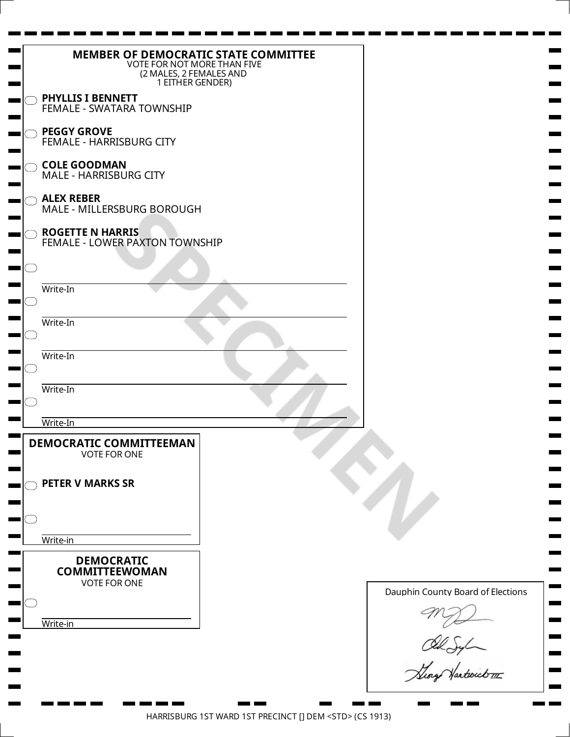## MEMBER OF DEMOCRATIC STATE COMMITTEE

VOTE FOR NOT MORE THAN FIVE
(2 MALES, 2 FEMALES AND
1 EITHER GENDER)

- **PHYLLIS I BENNETT**
  FEMALE - SWATARA TOWNSHIP
- **PEGGY GROVE**
  FEMALE - HARRISBURG CITY
- **COLE GOODMAN**
  MALE - HARRISBURG CITY
- **ALEX REBER**
  MALE - MILLERSBURG BOROUGH
- **ROGETTE N HARRIS**
  FEMALE - LOWER PAXTON TOWNSHIP
- Write-In
- Write-In
- Write-In
- Write-In
- Write-In

## DEMOCRATIC COMMITTEEMAN

VOTE FOR ONE

- **PETER V MARKS SR**
- Write-in

## DEMOCRATIC COMMITTEEWOMAN

VOTE FOR ONE

- Write-in

SPECIMEN

Dauphin County Board of Elections

HARRISBURG 1ST WARD 1ST PRECINCT [] DEM <STD> (CS 1913)